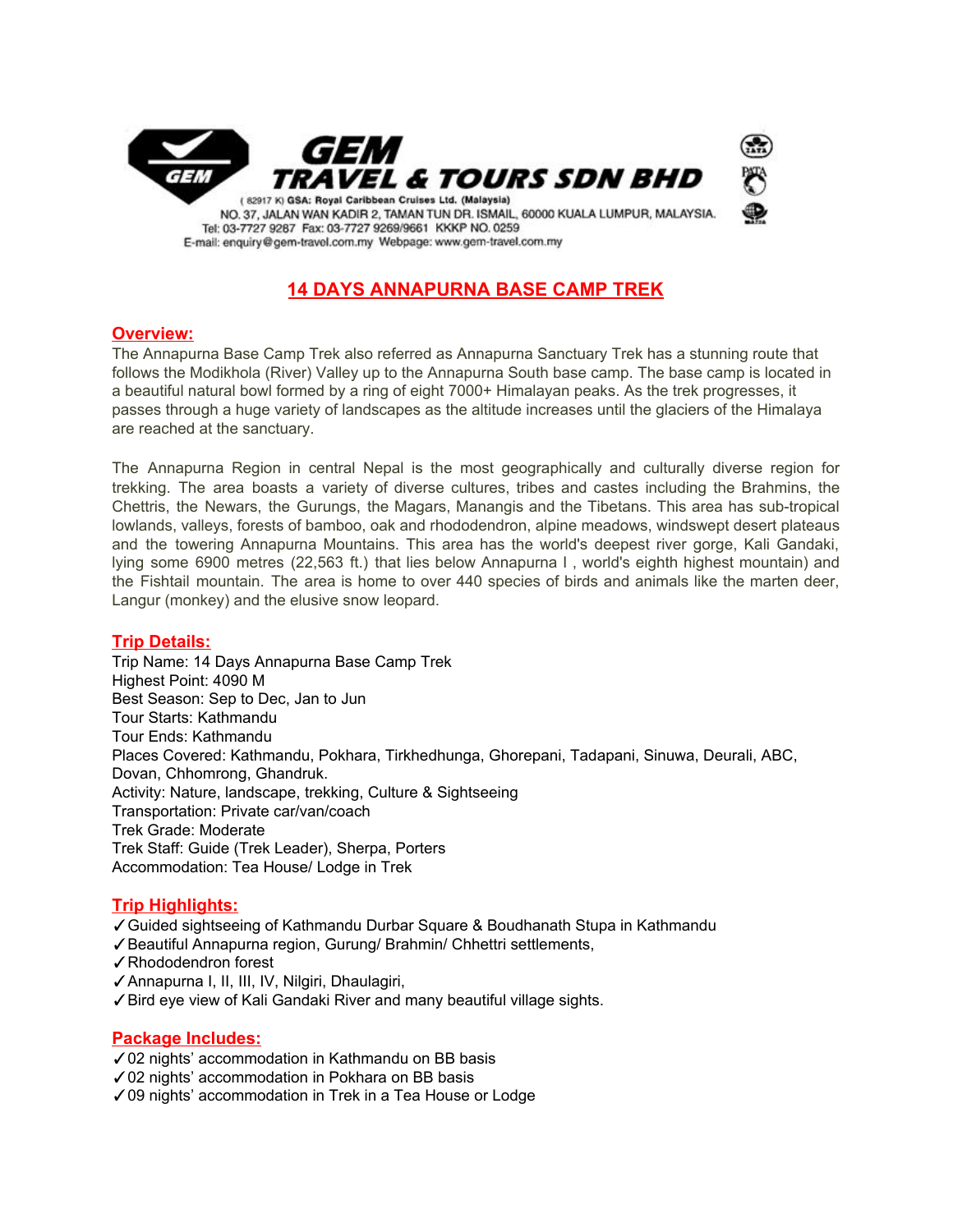GEM TRAVEL & TOURS SDN BHD

( 82917 K) GSA: Royal Caribbean Cruises Ltd. (Malaysia)
NO. 37, JALAN WAN KADIR 2, TAMAN TUN DR. ISMAIL, 60000 KUALA LUMPUR, MALAYSIA.
Tel: 03-7727 9287 Fax: 03-7727 9269/9661 KKKP NO. 0259
E-mail: enquiry@gem-travel.com.my Webpage: www.gem-travel.com.my

# 14 DAYS ANNAPURNA BASE CAMP TREK

## Overview:

The Annapurna Base Camp Trek also referred as Annapurna Sanctuary Trek has a stunning route that follows the Modikhola (River) Valley up to the Annapurna South base camp. The base camp is located in a beautiful natural bowl formed by a ring of eight 7000+ Himalayan peaks. As the trek progresses, it passes through a huge variety of landscapes as the altitude increases until the glaciers of the Himalaya are reached at the sanctuary.

The Annapurna Region in central Nepal is the most geographically and culturally diverse region for trekking. The area boasts a variety of diverse cultures, tribes and castes including the Brahmins, the Chettris, the Newars, the Gurungs, the Magars, Manangis and the Tibetans. This area has sub-tropical lowlands, valleys, forests of bamboo, oak and rhododendron, alpine meadows, windswept desert plateaus and the towering Annapurna Mountains. This area has the world's deepest river gorge, Kali Gandaki, lying some 6900 metres (22,563 ft.) that lies below Annapurna I , world's eighth highest mountain) and the Fishtail mountain. The area is home to over 440 species of birds and animals like the marten deer, Langur (monkey) and the elusive snow leopard.

## Trip Details:

Trip Name: 14 Days Annapurna Base Camp Trek
Highest Point: 4090 M
Best Season: Sep to Dec, Jan to Jun
Tour Starts: Kathmandu
Tour Ends: Kathmandu
Places Covered: Kathmandu, Pokhara, Tirkhedhunga, Ghorepani, Tadapani, Sinuwa, Deurali, ABC, Dovan, Chhomrong, Ghandruk.
Activity: Nature, landscape, trekking, Culture & Sightseeing
Transportation: Private car/van/coach
Trek Grade: Moderate
Trek Staff: Guide (Trek Leader), Sherpa, Porters
Accommodation: Tea House/ Lodge in Trek

## Trip Highlights:

✓Guided sightseeing of Kathmandu Durbar Square & Boudhanath Stupa in Kathmandu
✓Beautiful Annapurna region, Gurung/ Brahmin/ Chhettri settlements,
✓Rhododendron forest
✓Annapurna I, II, III, IV, Nilgiri, Dhaulagiri,
✓Bird eye view of Kali Gandaki River and many beautiful village sights.

## Package Includes:

✓02 nights' accommodation in Kathmandu on BB basis
✓02 nights' accommodation in Pokhara on BB basis
✓09 nights' accommodation in Trek in a Tea House or Lodge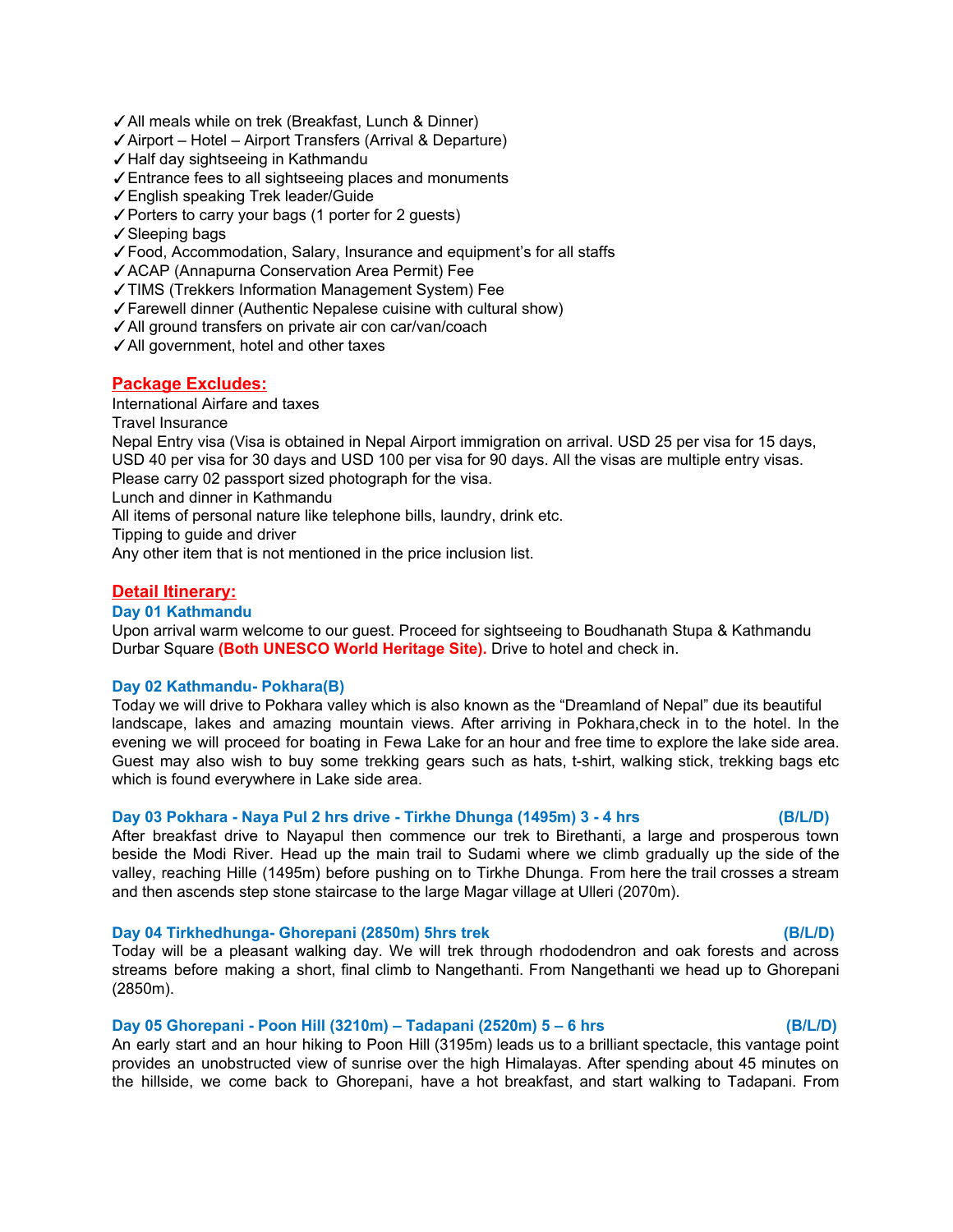- ✓All meals while on trek (Breakfast, Lunch & Dinner)
- ✓Airport – Hotel – Airport Transfers (Arrival & Departure)
- ✓Half day sightseeing in Kathmandu
- ✓Entrance fees to all sightseeing places and monuments
- ✓English speaking Trek leader/Guide
- ✓Porters to carry your bags (1 porter for 2 guests)
- ✓Sleeping bags
- ✓Food, Accommodation, Salary, Insurance and equipment's for all staffs
- ✓ACAP (Annapurna Conservation Area Permit) Fee
- ✓TIMS (Trekkers Information Management System) Fee
- ✓Farewell dinner (Authentic Nepalese cuisine with cultural show)
- ✓All ground transfers on private air con car/van/coach
- ✓All government, hotel and other taxes

## Package Excludes:

International Airfare and taxes
Travel Insurance
Nepal Entry visa (Visa is obtained in Nepal Airport immigration on arrival. USD 25 per visa for 15 days, USD 40 per visa for 30 days and USD 100 per visa for 90 days. All the visas are multiple entry visas. Please carry 02 passport sized photograph for the visa.
Lunch and dinner in Kathmandu
All items of personal nature like telephone bills, laundry, drink etc.
Tipping to guide and driver
Any other item that is not mentioned in the price inclusion list.

## Detail Itinerary:

### Day 01 Kathmandu

Upon arrival warm welcome to our guest. Proceed for sightseeing to Boudhanath Stupa & Kathmandu Durbar Square **(Both UNESCO World Heritage Site).** Drive to hotel and check in.

### Day 02 Kathmandu- Pokhara(B)

Today we will drive to Pokhara valley which is also known as the "Dreamland of Nepal" due its beautiful landscape, lakes and amazing mountain views. After arriving in Pokhara,check in to the hotel. In the evening we will proceed for boating in Fewa Lake for an hour and free time to explore the lake side area. Guest may also wish to buy some trekking gears such as hats, t-shirt, walking stick, trekking bags etc which is found everywhere in Lake side area.

### Day 03 Pokhara - Naya Pul 2 hrs drive - Tirkhe Dhunga (1495m) 3 - 4 hrs (B/L/D)

After breakfast drive to Nayapul then commence our trek to Birethanti, a large and prosperous town beside the Modi River. Head up the main trail to Sudami where we climb gradually up the side of the valley, reaching Hille (1495m) before pushing on to Tirkhe Dhunga. From here the trail crosses a stream and then ascends step stone staircase to the large Magar village at Ulleri (2070m).

### Day 04 Tirkhedhunga- Ghorepani (2850m) 5hrs trek (B/L/D)

Today will be a pleasant walking day. We will trek through rhododendron and oak forests and across streams before making a short, final climb to Nangethanti. From Nangethanti we head up to Ghorepani (2850m).

### Day 05 Ghorepani - Poon Hill (3210m) – Tadapani (2520m) 5 – 6 hrs (B/L/D)

An early start and an hour hiking to Poon Hill (3195m) leads us to a brilliant spectacle, this vantage point provides an unobstructed view of sunrise over the high Himalayas. After spending about 45 minutes on the hillside, we come back to Ghorepani, have a hot breakfast, and start walking to Tadapani. From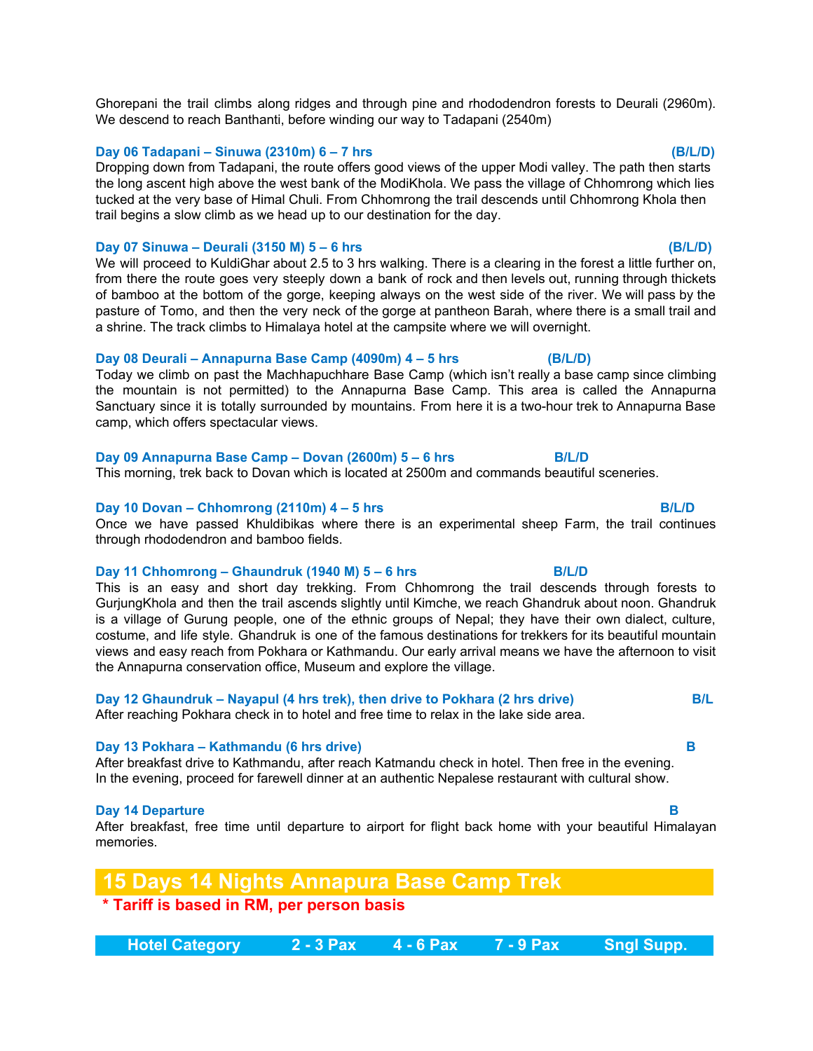Ghorepani the trail climbs along ridges and through pine and rhododendron forests to Deurali (2960m). We descend to reach Banthanti, before winding our way to Tadapani (2540m)

**Day 06 Tadapani – Sinuwa (2310m) 6 – 7 hrs (B/L/D)**
Dropping down from Tadapani, the route offers good views of the upper Modi valley. The path then starts the long ascent high above the west bank of the ModiKhola. We pass the village of Chhomrong which lies tucked at the very base of Himal Chuli. From Chhomrong the trail descends until Chhomrong Khola then trail begins a slow climb as we head up to our destination for the day.

**Day 07 Sinuwa – Deurali (3150 M) 5 – 6 hrs (B/L/D)**
We will proceed to KuldiGhar about 2.5 to 3 hrs walking. There is a clearing in the forest a little further on, from there the route goes very steeply down a bank of rock and then levels out, running through thickets of bamboo at the bottom of the gorge, keeping always on the west side of the river. We will pass by the pasture of Tomo, and then the very neck of the gorge at pantheon Barah, where there is a small trail and a shrine. The track climbs to Himalaya hotel at the campsite where we will overnight.

**Day 08 Deurali – Annapurna Base Camp (4090m) 4 – 5 hrs (B/L/D)**
Today we climb on past the Machhapuchhare Base Camp (which isn't really a base camp since climbing the mountain is not permitted) to the Annapurna Base Camp. This area is called the Annapurna Sanctuary since it is totally surrounded by mountains. From here it is a two-hour trek to Annapurna Base camp, which offers spectacular views.

**Day 09 Annapurna Base Camp – Dovan (2600m) 5 – 6 hrs B/L/D**
This morning, trek back to Dovan which is located at 2500m and commands beautiful sceneries.

**Day 10 Dovan – Chhomrong (2110m) 4 – 5 hrs B/L/D**
Once we have passed Khuldibikas where there is an experimental sheep Farm, the trail continues through rhododendron and bamboo fields.

**Day 11 Chhomrong – Ghaundruk (1940 M) 5 – 6 hrs B/L/D**
This is an easy and short day trekking. From Chhomrong the trail descends through forests to GurjungKhola and then the trail ascends slightly until Kimche, we reach Ghandruk about noon. Ghandruk is a village of Gurung people, one of the ethnic groups of Nepal; they have their own dialect, culture, costume, and life style. Ghandruk is one of the famous destinations for trekkers for its beautiful mountain views and easy reach from Pokhara or Kathmandu. Our early arrival means we have the afternoon to visit the Annapurna conservation office, Museum and explore the village.

**Day 12 Ghaundruk – Nayapul (4 hrs trek), then drive to Pokhara (2 hrs drive) B/L**
After reaching Pokhara check in to hotel and free time to relax in the lake side area.

**Day 13 Pokhara – Kathmandu (6 hrs drive) B**
After breakfast drive to Kathmandu, after reach Katmandu check in hotel. Then free in the evening. In the evening, proceed for farewell dinner at an authentic Nepalese restaurant with cultural show.

**Day 14 Departure B**
After breakfast, free time until departure to airport for flight back home with your beautiful Himalayan memories.

## 15 Days 14 Nights Annapura Base Camp Trek

**\* Tariff is based in RM, per person basis**

| Hotel Category | 2 - 3 Pax | 4 - 6 Pax | 7 - 9 Pax | Sngl Supp. |
|---|---|---|---|---|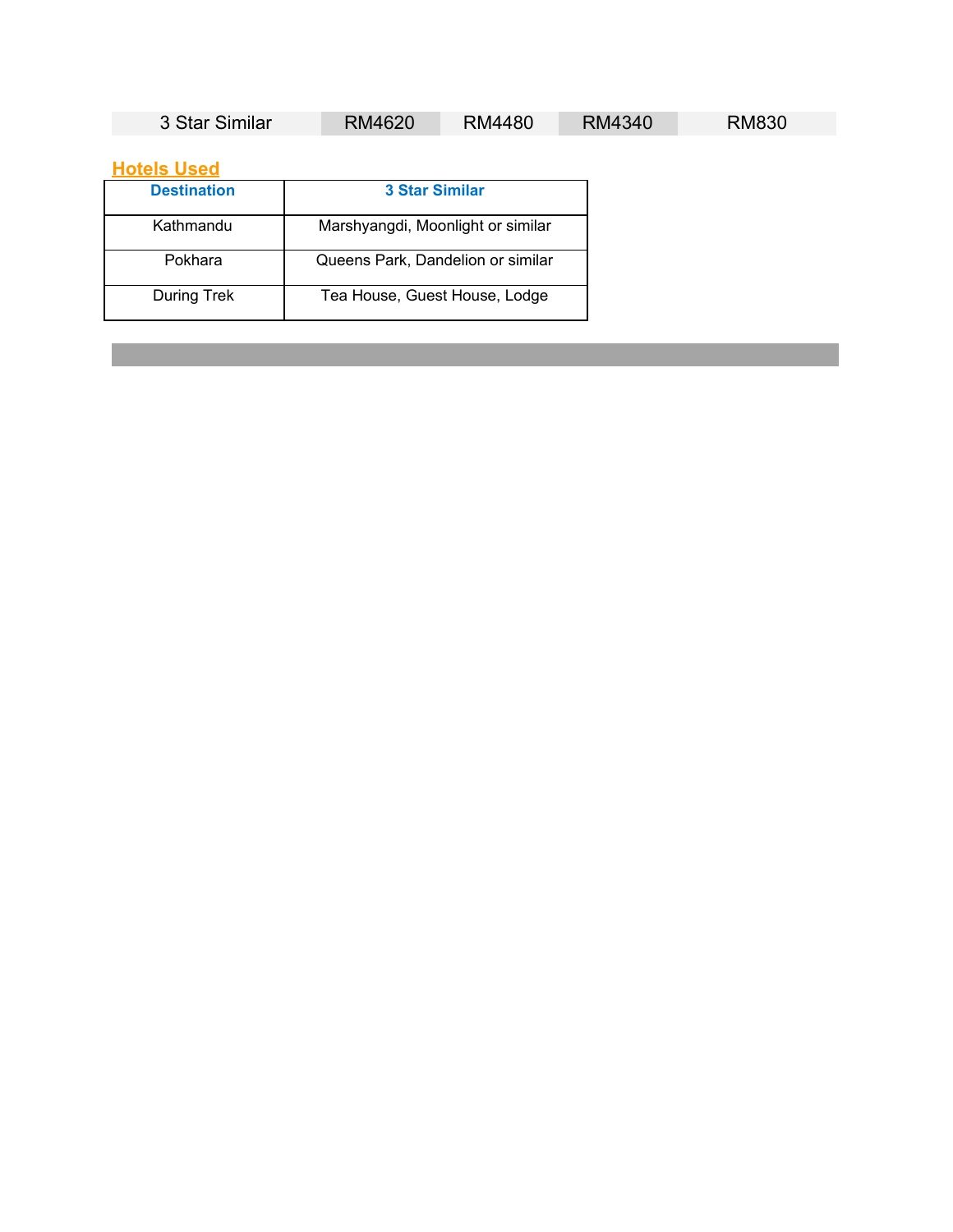| | | | | |
|---|---|---|---|---|
| 3 Star Similar | RM4620 | RM4480 | RM4340 | RM830 |

## Hotels Used

| Destination | 3 Star Similar |
|---|---|
| Kathmandu | Marshyangdi, Moonlight or similar |
| Pokhara | Queens Park, Dandelion or similar |
| During Trek | Tea House, Guest House, Lodge |